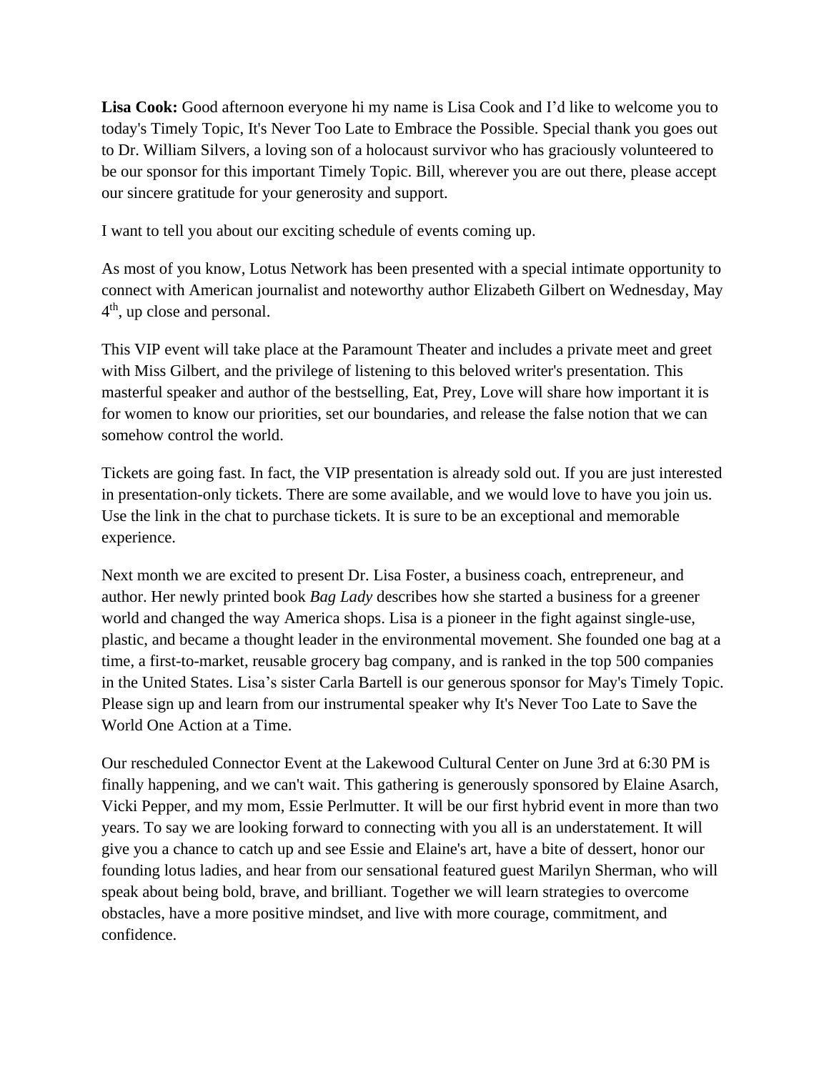**Lisa Cook:** Good afternoon everyone hi my name is Lisa Cook and I'd like to welcome you to today's Timely Topic, It's Never Too Late to Embrace the Possible. Special thank you goes out to Dr. William Silvers, a loving son of a holocaust survivor who has graciously volunteered to be our sponsor for this important Timely Topic. Bill, wherever you are out there, please accept our sincere gratitude for your generosity and support.

I want to tell you about our exciting schedule of events coming up.

As most of you know, Lotus Network has been presented with a special intimate opportunity to connect with American journalist and noteworthy author Elizabeth Gilbert on Wednesday, May 4th, up close and personal.

This VIP event will take place at the Paramount Theater and includes a private meet and greet with Miss Gilbert, and the privilege of listening to this beloved writer's presentation. This masterful speaker and author of the bestselling, Eat, Prey, Love will share how important it is for women to know our priorities, set our boundaries, and release the false notion that we can somehow control the world.

Tickets are going fast. In fact, the VIP presentation is already sold out. If you are just interested in presentation-only tickets. There are some available, and we would love to have you join us. Use the link in the chat to purchase tickets. It is sure to be an exceptional and memorable experience.

Next month we are excited to present Dr. Lisa Foster, a business coach, entrepreneur, and author. Her newly printed book *Bag Lady* describes how she started a business for a greener world and changed the way America shops. Lisa is a pioneer in the fight against single-use, plastic, and became a thought leader in the environmental movement. She founded one bag at a time, a first-to-market, reusable grocery bag company, and is ranked in the top 500 companies in the United States. Lisa's sister Carla Bartell is our generous sponsor for May's Timely Topic. Please sign up and learn from our instrumental speaker why It's Never Too Late to Save the World One Action at a Time.

Our rescheduled Connector Event at the Lakewood Cultural Center on June 3rd at 6:30 PM is finally happening, and we can't wait. This gathering is generously sponsored by Elaine Asarch, Vicki Pepper, and my mom, Essie Perlmutter. It will be our first hybrid event in more than two years. To say we are looking forward to connecting with you all is an understatement. It will give you a chance to catch up and see Essie and Elaine's art, have a bite of dessert, honor our founding lotus ladies, and hear from our sensational featured guest Marilyn Sherman, who will speak about being bold, brave, and brilliant. Together we will learn strategies to overcome obstacles, have a more positive mindset, and live with more courage, commitment, and confidence.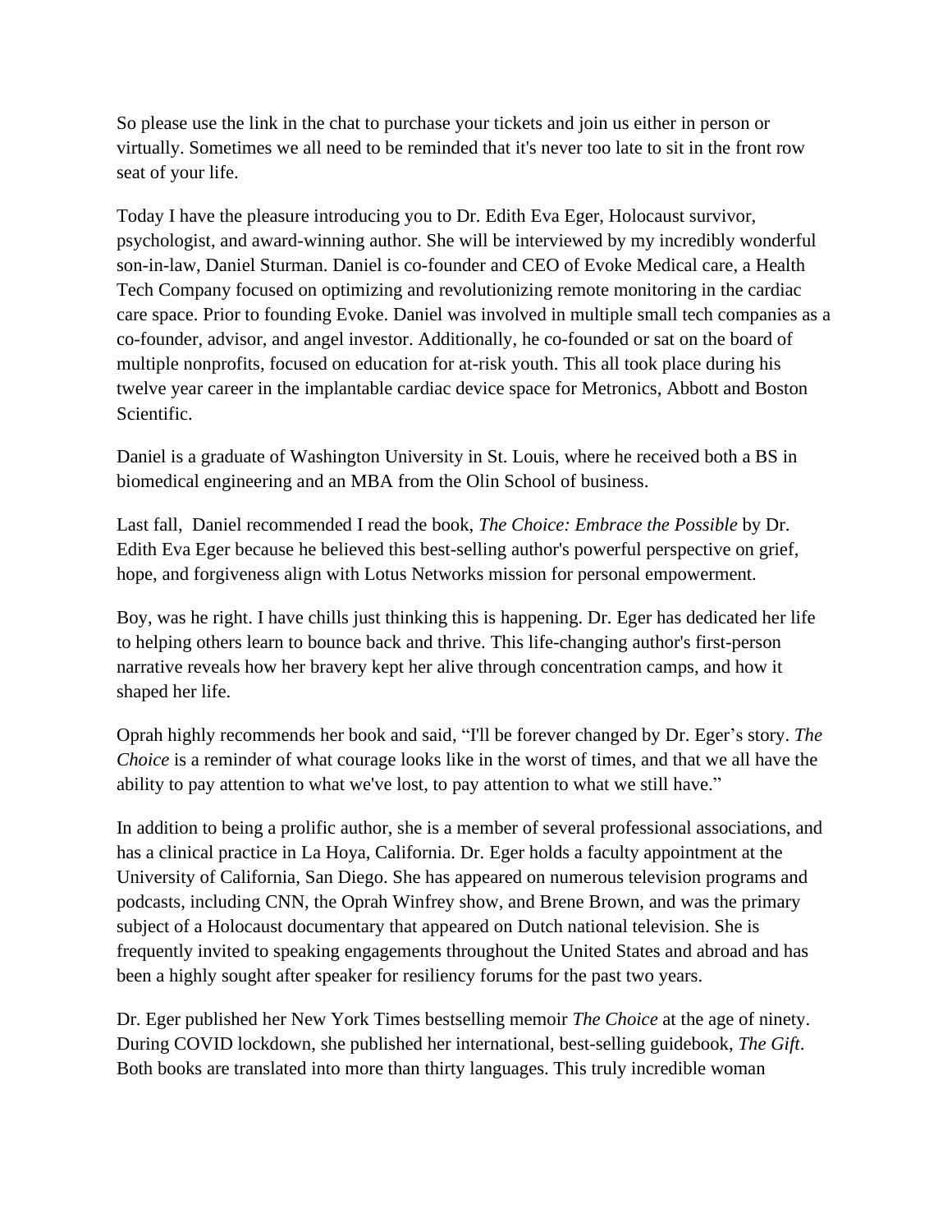So please use the link in the chat to purchase your tickets and join us either in person or virtually. Sometimes we all need to be reminded that it's never too late to sit in the front row seat of your life.

Today I have the pleasure introducing you to Dr. Edith Eva Eger, Holocaust survivor, psychologist, and award-winning author. She will be interviewed by my incredibly wonderful son-in-law, Daniel Sturman. Daniel is co-founder and CEO of Evoke Medical care, a Health Tech Company focused on optimizing and revolutionizing remote monitoring in the cardiac care space. Prior to founding Evoke. Daniel was involved in multiple small tech companies as a co-founder, advisor, and angel investor. Additionally, he co-founded or sat on the board of multiple nonprofits, focused on education for at-risk youth. This all took place during his twelve year career in the implantable cardiac device space for Metronics, Abbott and Boston Scientific.

Daniel is a graduate of Washington University in St. Louis, where he received both a BS in biomedical engineering and an MBA from the Olin School of business.

Last fall,  Daniel recommended I read the book, *The Choice: Embrace the Possible* by Dr. Edith Eva Eger because he believed this best-selling author's powerful perspective on grief, hope, and forgiveness align with Lotus Networks mission for personal empowerment.

Boy, was he right. I have chills just thinking this is happening. Dr. Eger has dedicated her life to helping others learn to bounce back and thrive. This life-changing author's first-person narrative reveals how her bravery kept her alive through concentration camps, and how it shaped her life.

Oprah highly recommends her book and said, "I'll be forever changed by Dr. Eger's story. *The Choice* is a reminder of what courage looks like in the worst of times, and that we all have the ability to pay attention to what we've lost, to pay attention to what we still have."

In addition to being a prolific author, she is a member of several professional associations, and has a clinical practice in La Hoya, California. Dr. Eger holds a faculty appointment at the University of California, San Diego. She has appeared on numerous television programs and podcasts, including CNN, the Oprah Winfrey show, and Brene Brown, and was the primary subject of a Holocaust documentary that appeared on Dutch national television. She is frequently invited to speaking engagements throughout the United States and abroad and has been a highly sought after speaker for resiliency forums for the past two years.

Dr. Eger published her New York Times bestselling memoir *The Choice* at the age of ninety. During COVID lockdown, she published her international, best-selling guidebook, *The Gift*. Both books are translated into more than thirty languages. This truly incredible woman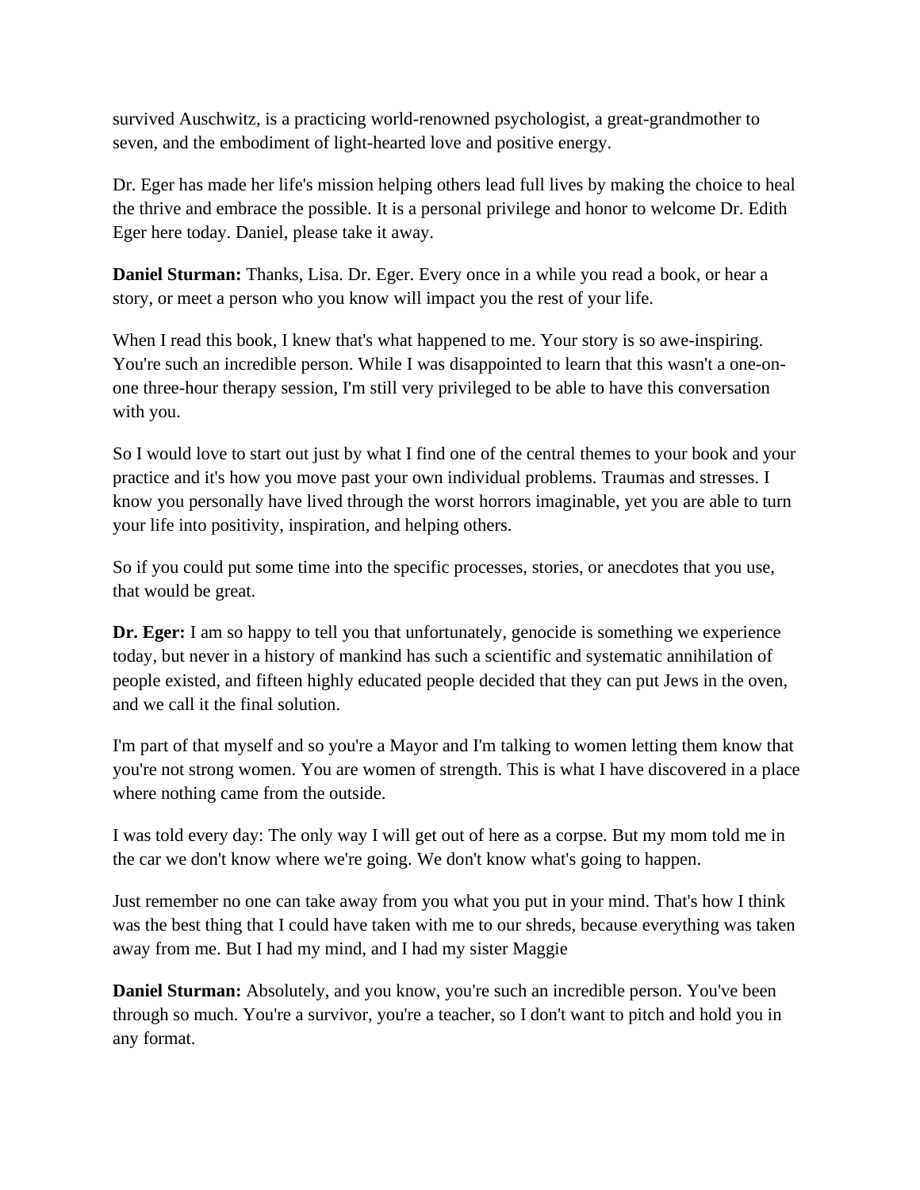survived Auschwitz, is a practicing world-renowned psychologist, a great-grandmother to seven, and the embodiment of light-hearted love and positive energy.

Dr. Eger has made her life's mission helping others lead full lives by making the choice to heal the thrive and embrace the possible. It is a personal privilege and honor to welcome Dr. Edith Eger here today. Daniel, please take it away.

**Daniel Sturman:** Thanks, Lisa. Dr. Eger. Every once in a while you read a book, or hear a story, or meet a person who you know will impact you the rest of your life.

When I read this book, I knew that's what happened to me. Your story is so awe-inspiring. You're such an incredible person. While I was disappointed to learn that this wasn't a one-on-one three-hour therapy session, I'm still very privileged to be able to have this conversation with you.

So I would love to start out just by what I find one of the central themes to your book and your practice and it's how you move past your own individual problems. Traumas and stresses. I know you personally have lived through the worst horrors imaginable, yet you are able to turn your life into positivity, inspiration, and helping others.

So if you could put some time into the specific processes, stories, or anecdotes that you use, that would be great.

**Dr. Eger:** I am so happy to tell you that unfortunately, genocide is something we experience today, but never in a history of mankind has such a scientific and systematic annihilation of people existed, and fifteen highly educated people decided that they can put Jews in the oven, and we call it the final solution.

I'm part of that myself and so you're a Mayor and I'm talking to women letting them know that you're not strong women. You are women of strength. This is what I have discovered in a place where nothing came from the outside.

I was told every day: The only way I will get out of here as a corpse. But my mom told me in the car we don't know where we're going. We don't know what's going to happen.

Just remember no one can take away from you what you put in your mind. That's how I think was the best thing that I could have taken with me to our shreds, because everything was taken away from me. But I had my mind, and I had my sister Maggie

**Daniel Sturman:** Absolutely, and you know, you're such an incredible person. You've been through so much. You're a survivor, you're a teacher, so I don't want to pitch and hold you in any format.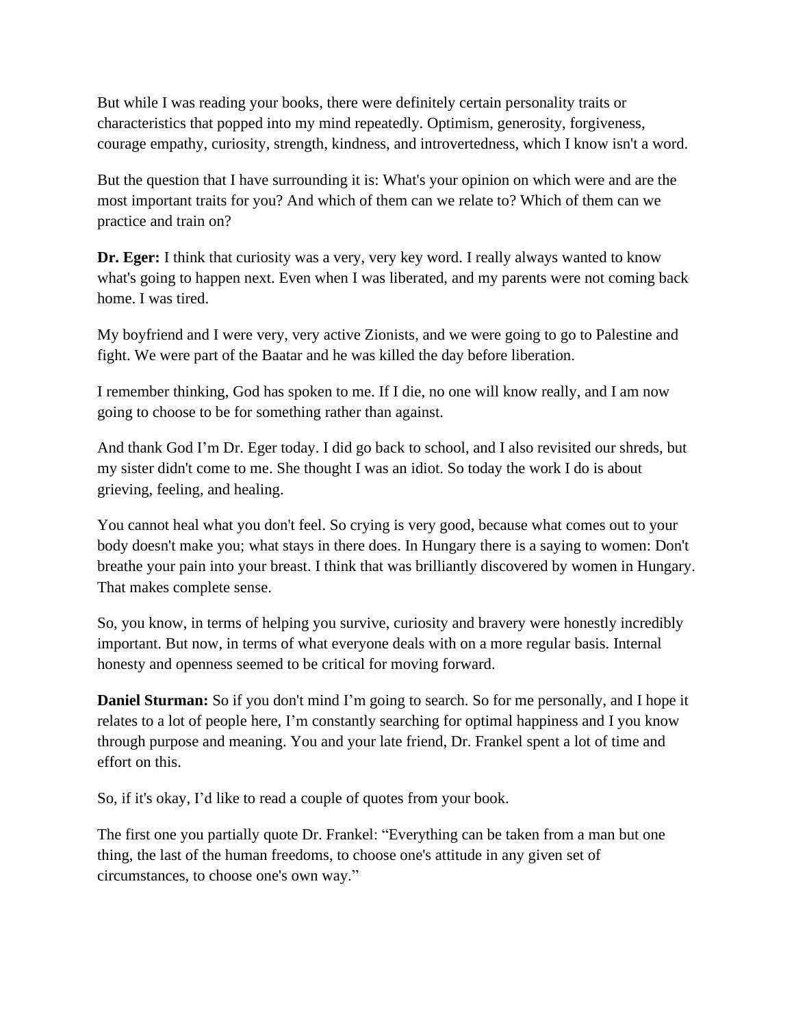But while I was reading your books, there were definitely certain personality traits or characteristics that popped into my mind repeatedly. Optimism, generosity, forgiveness, courage empathy, curiosity, strength, kindness, and introvertedness, which I know isn't a word.

But the question that I have surrounding it is: What's your opinion on which were and are the most important traits for you? And which of them can we relate to? Which of them can we practice and train on?

**Dr. Eger:** I think that curiosity was a very, very key word. I really always wanted to know what's going to happen next. Even when I was liberated, and my parents were not coming back home. I was tired.

My boyfriend and I were very, very active Zionists, and we were going to go to Palestine and fight. We were part of the Baatar and he was killed the day before liberation.

I remember thinking, God has spoken to me. If I die, no one will know really, and I am now going to choose to be for something rather than against.

And thank God I'm Dr. Eger today. I did go back to school, and I also revisited our shreds, but my sister didn't come to me. She thought I was an idiot. So today the work I do is about grieving, feeling, and healing.

You cannot heal what you don't feel. So crying is very good, because what comes out to your body doesn't make you; what stays in there does. In Hungary there is a saying to women: Don't breathe your pain into your breast. I think that was brilliantly discovered by women in Hungary. That makes complete sense.

So, you know, in terms of helping you survive, curiosity and bravery were honestly incredibly important. But now, in terms of what everyone deals with on a more regular basis. Internal honesty and openness seemed to be critical for moving forward.

**Daniel Sturman:** So if you don't mind I'm going to search. So for me personally, and I hope it relates to a lot of people here, I'm constantly searching for optimal happiness and I you know through purpose and meaning. You and your late friend, Dr. Frankel spent a lot of time and effort on this.

So, if it's okay, I'd like to read a couple of quotes from your book.

The first one you partially quote Dr. Frankel: "Everything can be taken from a man but one thing, the last of the human freedoms, to choose one's attitude in any given set of circumstances, to choose one's own way."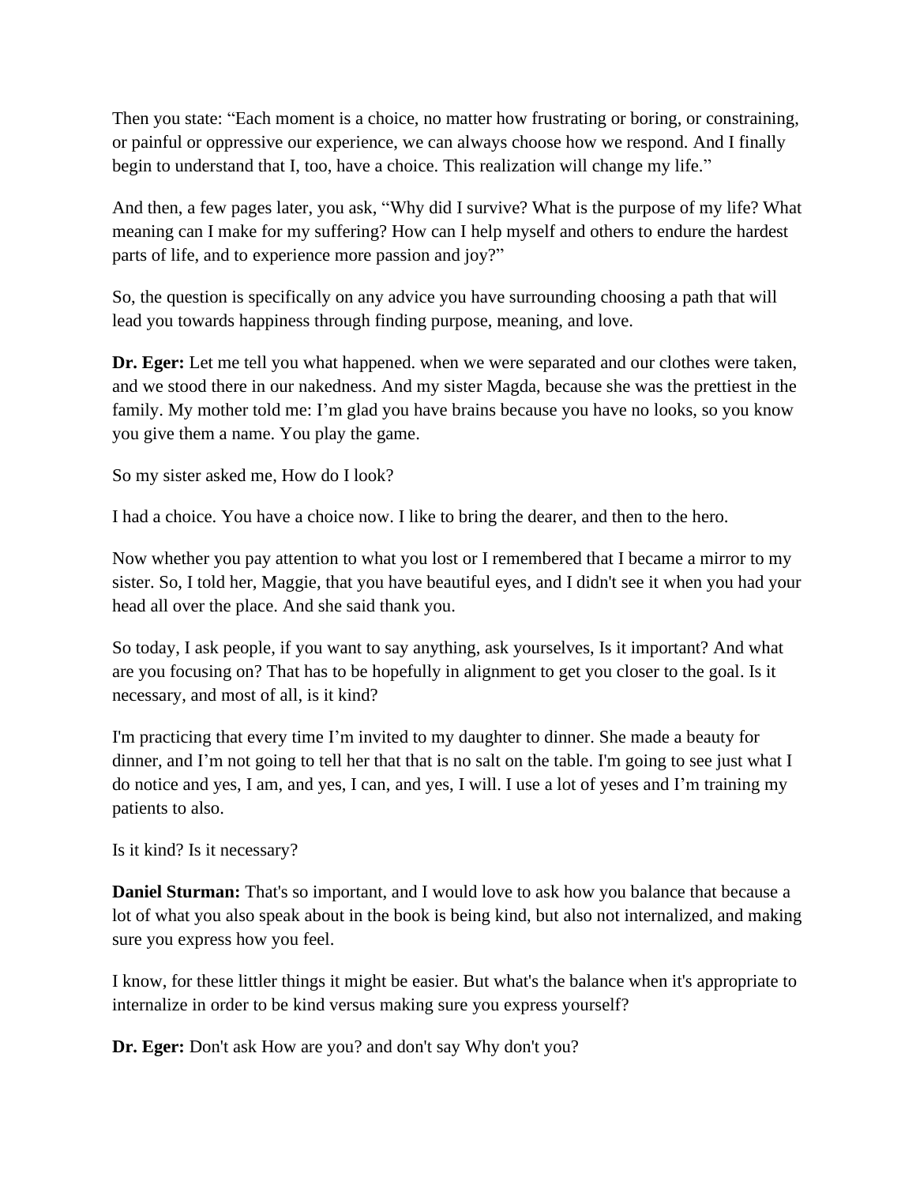Then you state: "Each moment is a choice, no matter how frustrating or boring, or constraining, or painful or oppressive our experience, we can always choose how we respond. And I finally begin to understand that I, too, have a choice. This realization will change my life."

And then, a few pages later, you ask, "Why did I survive? What is the purpose of my life? What meaning can I make for my suffering? How can I help myself and others to endure the hardest parts of life, and to experience more passion and joy?"

So, the question is specifically on any advice you have surrounding choosing a path that will lead you towards happiness through finding purpose, meaning, and love.

**Dr. Eger:** Let me tell you what happened. when we were separated and our clothes were taken, and we stood there in our nakedness. And my sister Magda, because she was the prettiest in the family. My mother told me: I'm glad you have brains because you have no looks, so you know you give them a name. You play the game.

So my sister asked me, How do I look?

I had a choice. You have a choice now. I like to bring the dearer, and then to the hero.

Now whether you pay attention to what you lost or I remembered that I became a mirror to my sister. So, I told her, Maggie, that you have beautiful eyes, and I didn't see it when you had your head all over the place. And she said thank you.

So today, I ask people, if you want to say anything, ask yourselves, Is it important? And what are you focusing on? That has to be hopefully in alignment to get you closer to the goal. Is it necessary, and most of all, is it kind?

I'm practicing that every time I'm invited to my daughter to dinner. She made a beauty for dinner, and I'm not going to tell her that that is no salt on the table. I'm going to see just what I do notice and yes, I am, and yes, I can, and yes, I will. I use a lot of yeses and I'm training my patients to also.

Is it kind? Is it necessary?

**Daniel Sturman:** That's so important, and I would love to ask how you balance that because a lot of what you also speak about in the book is being kind, but also not internalized, and making sure you express how you feel.

I know, for these littler things it might be easier. But what's the balance when it's appropriate to internalize in order to be kind versus making sure you express yourself?

**Dr. Eger:** Don't ask How are you? and don't say Why don't you?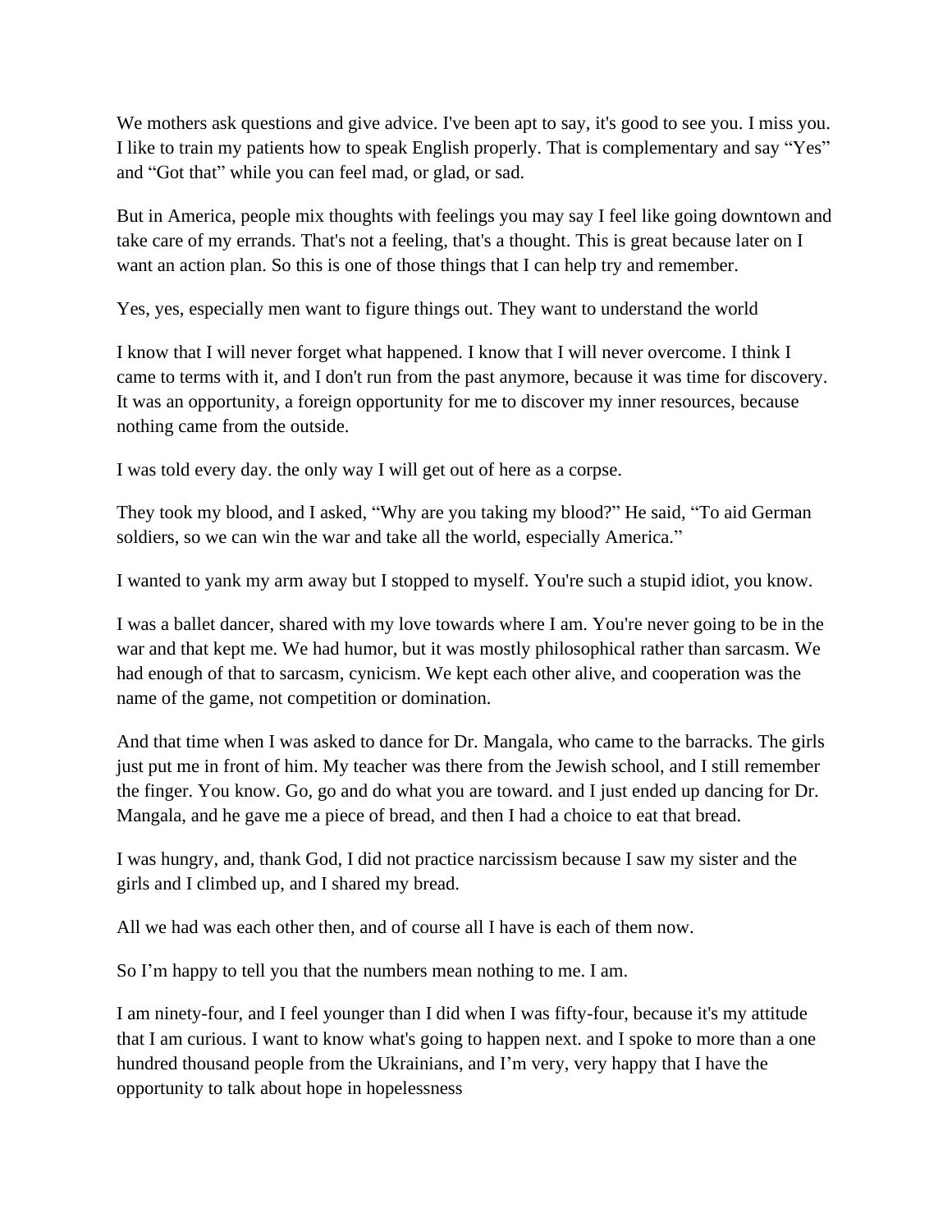We mothers ask questions and give advice. I've been apt to say, it's good to see you. I miss you. I like to train my patients how to speak English properly. That is complementary and say "Yes" and "Got that" while you can feel mad, or glad, or sad.

But in America, people mix thoughts with feelings you may say I feel like going downtown and take care of my errands. That's not a feeling, that's a thought. This is great because later on I want an action plan. So this is one of those things that I can help try and remember.

Yes, yes, especially men want to figure things out. They want to understand the world

I know that I will never forget what happened. I know that I will never overcome. I think I came to terms with it, and I don't run from the past anymore, because it was time for discovery. It was an opportunity, a foreign opportunity for me to discover my inner resources, because nothing came from the outside.

I was told every day. the only way I will get out of here as a corpse.

They took my blood, and I asked, "Why are you taking my blood?" He said, "To aid German soldiers, so we can win the war and take all the world, especially America."

I wanted to yank my arm away but I stopped to myself. You're such a stupid idiot, you know.

I was a ballet dancer, shared with my love towards where I am. You're never going to be in the war and that kept me. We had humor, but it was mostly philosophical rather than sarcasm. We had enough of that to sarcasm, cynicism. We kept each other alive, and cooperation was the name of the game, not competition or domination.

And that time when I was asked to dance for Dr. Mangala, who came to the barracks. The girls just put me in front of him. My teacher was there from the Jewish school, and I still remember the finger. You know. Go, go and do what you are toward. and I just ended up dancing for Dr. Mangala, and he gave me a piece of bread, and then I had a choice to eat that bread.

I was hungry, and, thank God, I did not practice narcissism because I saw my sister and the girls and I climbed up, and I shared my bread.

All we had was each other then, and of course all I have is each of them now.

So I'm happy to tell you that the numbers mean nothing to me. I am.

I am ninety-four, and I feel younger than I did when I was fifty-four, because it's my attitude that I am curious. I want to know what's going to happen next. and I spoke to more than a one hundred thousand people from the Ukrainians, and I'm very, very happy that I have the opportunity to talk about hope in hopelessness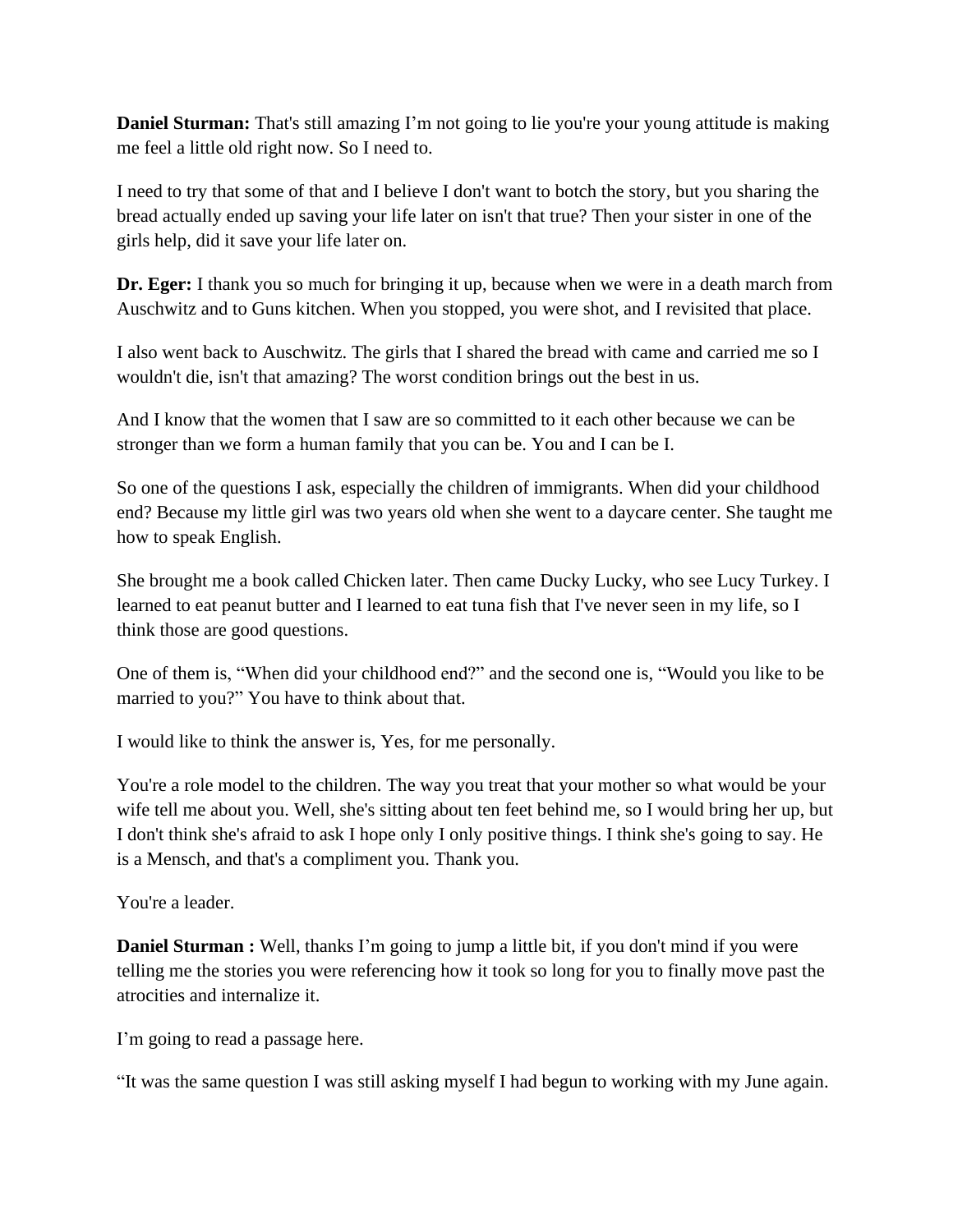**Daniel Sturman:** That's still amazing I'm not going to lie you're your young attitude is making me feel a little old right now. So I need to.

I need to try that some of that and I believe I don't want to botch the story, but you sharing the bread actually ended up saving your life later on isn't that true? Then your sister in one of the girls help, did it save your life later on.

**Dr. Eger:** I thank you so much for bringing it up, because when we were in a death march from Auschwitz and to Guns kitchen. When you stopped, you were shot, and I revisited that place.

I also went back to Auschwitz. The girls that I shared the bread with came and carried me so I wouldn't die, isn't that amazing? The worst condition brings out the best in us.

And I know that the women that I saw are so committed to it each other because we can be stronger than we form a human family that you can be. You and I can be I.

So one of the questions I ask, especially the children of immigrants. When did your childhood end? Because my little girl was two years old when she went to a daycare center. She taught me how to speak English.

She brought me a book called Chicken later. Then came Ducky Lucky, who see Lucy Turkey. I learned to eat peanut butter and I learned to eat tuna fish that I've never seen in my life, so I think those are good questions.

One of them is, "When did your childhood end?" and the second one is, "Would you like to be married to you?" You have to think about that.

I would like to think the answer is, Yes, for me personally.

You're a role model to the children. The way you treat that your mother so what would be your wife tell me about you. Well, she's sitting about ten feet behind me, so I would bring her up, but I don't think she's afraid to ask I hope only I only positive things. I think she's going to say. He is a Mensch, and that's a compliment you. Thank you.

You're a leader.

**Daniel Sturman :** Well, thanks I'm going to jump a little bit, if you don't mind if you were telling me the stories you were referencing how it took so long for you to finally move past the atrocities and internalize it.

I'm going to read a passage here.

"It was the same question I was still asking myself I had begun to working with my June again.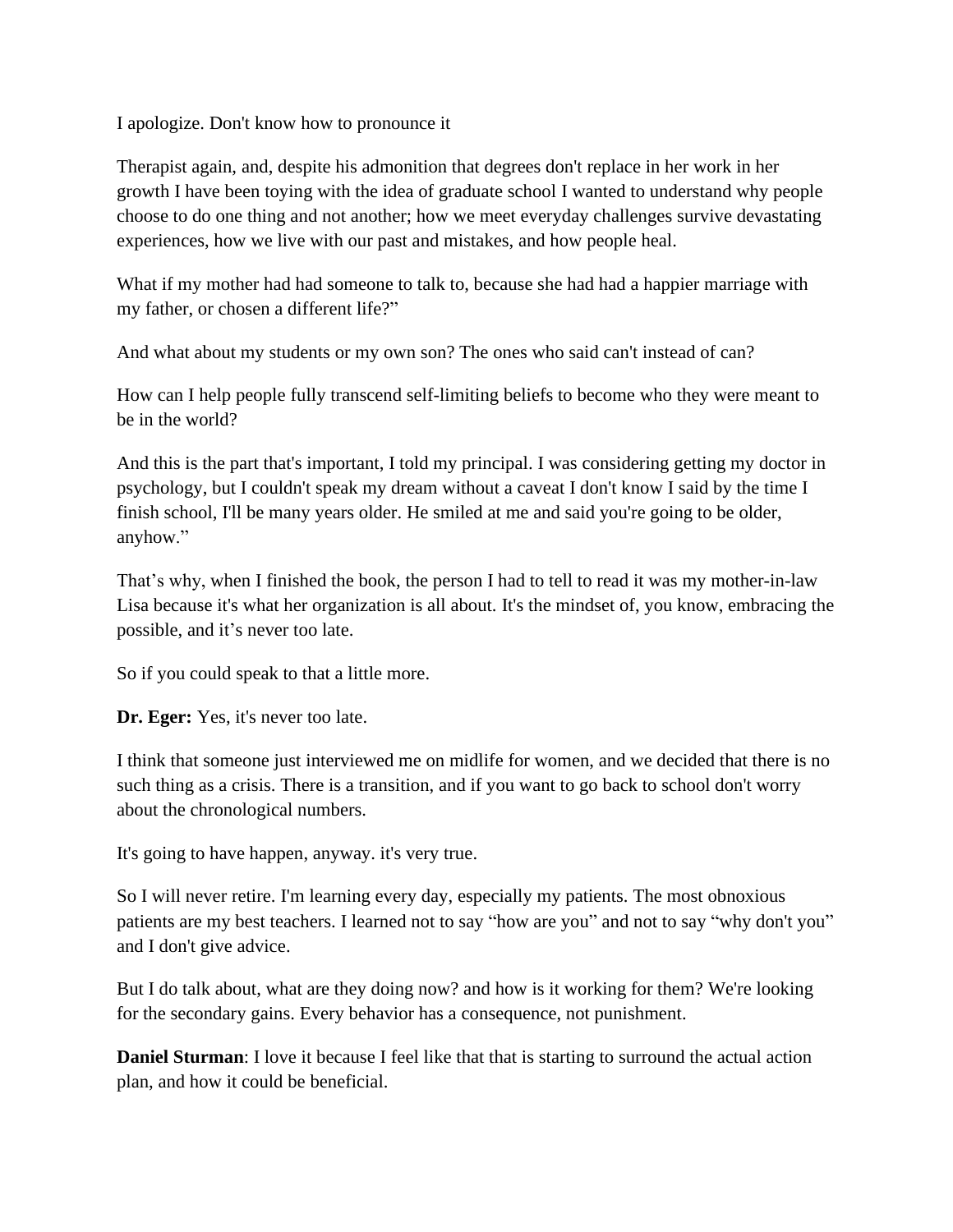I apologize. Don't know how to pronounce it

Therapist again, and, despite his admonition that degrees don't replace in her work in her growth I have been toying with the idea of graduate school I wanted to understand why people choose to do one thing and not another; how we meet everyday challenges survive devastating experiences, how we live with our past and mistakes, and how people heal.

What if my mother had had someone to talk to, because she had had a happier marriage with my father, or chosen a different life?"

And what about my students or my own son? The ones who said can't instead of can?

How can I help people fully transcend self-limiting beliefs to become who they were meant to be in the world?

And this is the part that's important, I told my principal. I was considering getting my doctor in psychology, but I couldn't speak my dream without a caveat I don't know I said by the time I finish school, I'll be many years older. He smiled at me and said you're going to be older, anyhow."

That's why, when I finished the book, the person I had to tell to read it was my mother-in-law Lisa because it's what her organization is all about. It's the mindset of, you know, embracing the possible, and it's never too late.

So if you could speak to that a little more.

**Dr. Eger:** Yes, it's never too late.

I think that someone just interviewed me on midlife for women, and we decided that there is no such thing as a crisis. There is a transition, and if you want to go back to school don't worry about the chronological numbers.

It's going to have happen, anyway. it's very true.

So I will never retire. I'm learning every day, especially my patients. The most obnoxious patients are my best teachers. I learned not to say "how are you" and not to say "why don't you" and I don't give advice.

But I do talk about, what are they doing now? and how is it working for them? We're looking for the secondary gains. Every behavior has a consequence, not punishment.

**Daniel Sturman**: I love it because I feel like that that is starting to surround the actual action plan, and how it could be beneficial.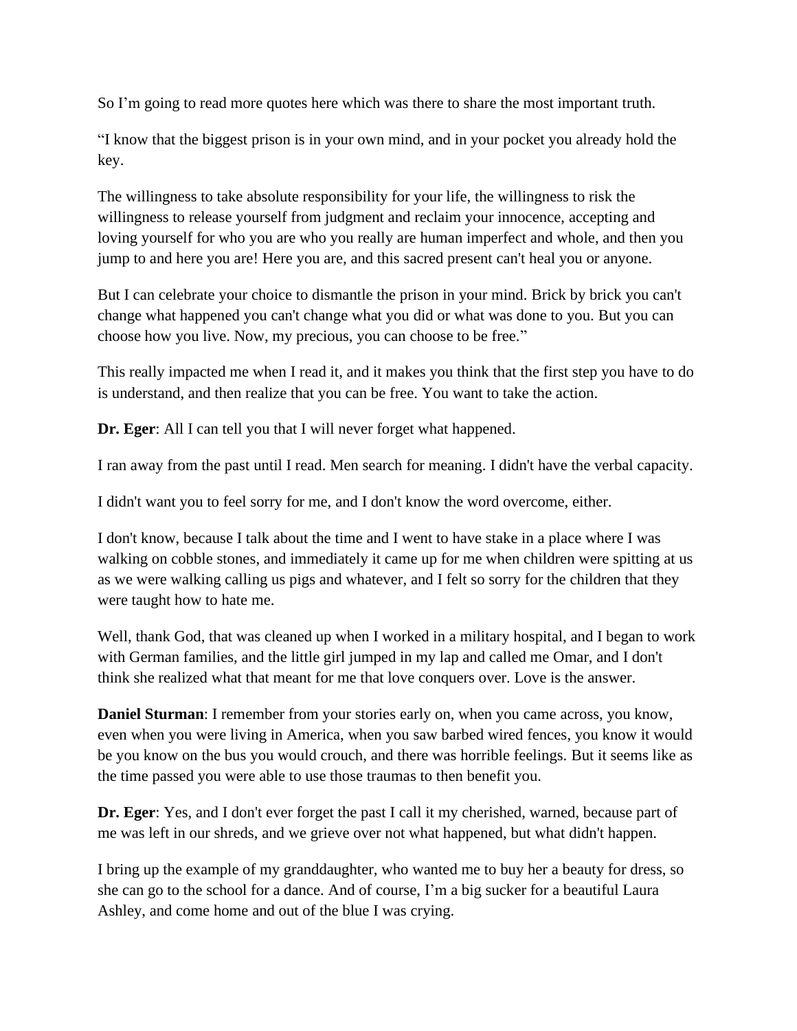So I'm going to read more quotes here which was there to share the most important truth.

"I know that the biggest prison is in your own mind, and in your pocket you already hold the key.

The willingness to take absolute responsibility for your life, the willingness to risk the willingness to release yourself from judgment and reclaim your innocence, accepting and loving yourself for who you are who you really are human imperfect and whole, and then you jump to and here you are! Here you are, and this sacred present can't heal you or anyone.

But I can celebrate your choice to dismantle the prison in your mind. Brick by brick you can't change what happened you can't change what you did or what was done to you. But you can choose how you live. Now, my precious, you can choose to be free."

This really impacted me when I read it, and it makes you think that the first step you have to do is understand, and then realize that you can be free. You want to take the action.

**Dr. Eger**: All I can tell you that I will never forget what happened.

I ran away from the past until I read. Men search for meaning. I didn't have the verbal capacity.

I didn't want you to feel sorry for me, and I don't know the word overcome, either.

I don't know, because I talk about the time and I went to have stake in a place where I was walking on cobble stones, and immediately it came up for me when children were spitting at us as we were walking calling us pigs and whatever, and I felt so sorry for the children that they were taught how to hate me.

Well, thank God, that was cleaned up when I worked in a military hospital, and I began to work with German families, and the little girl jumped in my lap and called me Omar, and I don't think she realized what that meant for me that love conquers over. Love is the answer.

**Daniel Sturman**: I remember from your stories early on, when you came across, you know, even when you were living in America, when you saw barbed wired fences, you know it would be you know on the bus you would crouch, and there was horrible feelings. But it seems like as the time passed you were able to use those traumas to then benefit you.

**Dr. Eger**: Yes, and I don't ever forget the past I call it my cherished, warned, because part of me was left in our shreds, and we grieve over not what happened, but what didn't happen.

I bring up the example of my granddaughter, who wanted me to buy her a beauty for dress, so she can go to the school for a dance. And of course, I'm a big sucker for a beautiful Laura Ashley, and come home and out of the blue I was crying.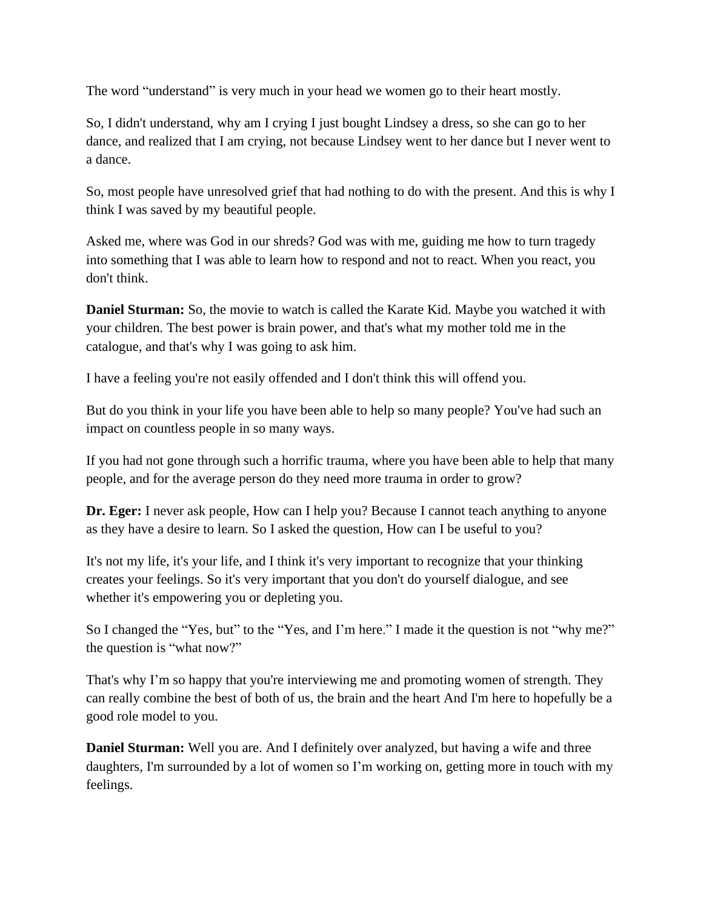The word “understand” is very much in your head we women go to their heart mostly.

So, I didn't understand, why am I crying I just bought Lindsey a dress, so she can go to her dance, and realized that I am crying, not because Lindsey went to her dance but I never went to a dance.

So, most people have unresolved grief that had nothing to do with the present. And this is why I think I was saved by my beautiful people.

Asked me, where was God in our shreds? God was with me, guiding me how to turn tragedy into something that I was able to learn how to respond and not to react. When you react, you don't think.

**Daniel Sturman:** So, the movie to watch is called the Karate Kid. Maybe you watched it with your children. The best power is brain power, and that's what my mother told me in the catalogue, and that's why I was going to ask him.

I have a feeling you're not easily offended and I don't think this will offend you.

But do you think in your life you have been able to help so many people? You've had such an impact on countless people in so many ways.

If you had not gone through such a horrific trauma, where you have been able to help that many people, and for the average person do they need more trauma in order to grow?

**Dr. Eger:** I never ask people, How can I help you? Because I cannot teach anything to anyone as they have a desire to learn. So I asked the question, How can I be useful to you?

It's not my life, it's your life, and I think it's very important to recognize that your thinking creates your feelings. So it's very important that you don't do yourself dialogue, and see whether it's empowering you or depleting you.

So I changed the “Yes, but” to the “Yes, and I’m here.” I made it the question is not “why me?” the question is “what now?”

That's why I’m so happy that you're interviewing me and promoting women of strength. They can really combine the best of both of us, the brain and the heart And I'm here to hopefully be a good role model to you.

**Daniel Sturman:** Well you are. And I definitely over analyzed, but having a wife and three daughters, I'm surrounded by a lot of women so I’m working on, getting more in touch with my feelings.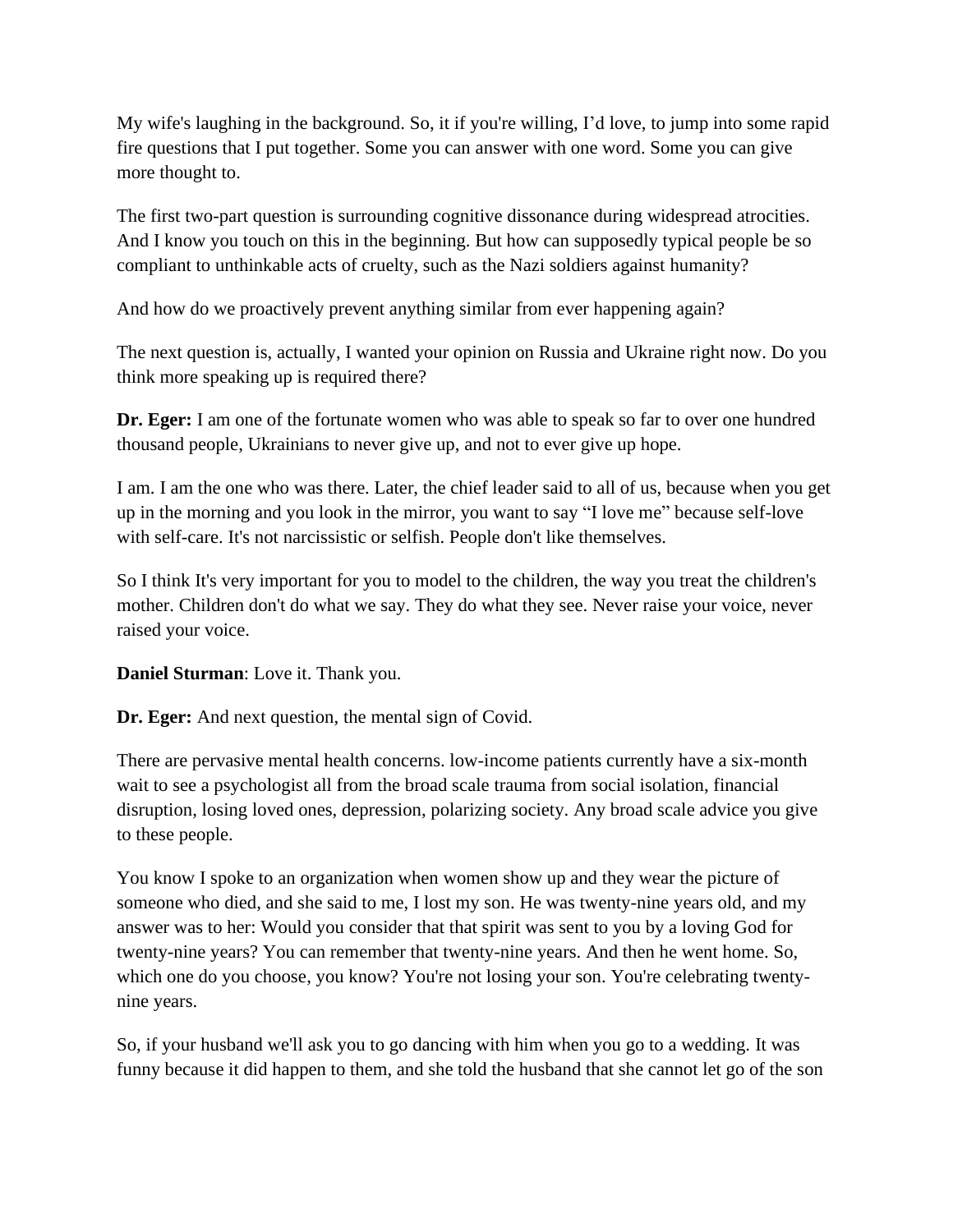My wife's laughing in the background. So, it if you're willing, I'd love, to jump into some rapid fire questions that I put together. Some you can answer with one word. Some you can give more thought to.

The first two-part question is surrounding cognitive dissonance during widespread atrocities. And I know you touch on this in the beginning. But how can supposedly typical people be so compliant to unthinkable acts of cruelty, such as the Nazi soldiers against humanity?

And how do we proactively prevent anything similar from ever happening again?

The next question is, actually, I wanted your opinion on Russia and Ukraine right now. Do you think more speaking up is required there?

**Dr. Eger:** I am one of the fortunate women who was able to speak so far to over one hundred thousand people, Ukrainians to never give up, and not to ever give up hope.

I am. I am the one who was there. Later, the chief leader said to all of us, because when you get up in the morning and you look in the mirror, you want to say "I love me" because self-love with self-care. It's not narcissistic or selfish. People don't like themselves.

So I think It's very important for you to model to the children, the way you treat the children's mother. Children don't do what we say. They do what they see. Never raise your voice, never raised your voice.

**Daniel Sturman**: Love it. Thank you.

**Dr. Eger:** And next question, the mental sign of Covid.

There are pervasive mental health concerns. low-income patients currently have a six-month wait to see a psychologist all from the broad scale trauma from social isolation, financial disruption, losing loved ones, depression, polarizing society. Any broad scale advice you give to these people.

You know I spoke to an organization when women show up and they wear the picture of someone who died, and she said to me, I lost my son. He was twenty-nine years old, and my answer was to her: Would you consider that that spirit was sent to you by a loving God for twenty-nine years? You can remember that twenty-nine years. And then he went home. So, which one do you choose, you know? You're not losing your son. You're celebrating twenty-nine years.

So, if your husband we'll ask you to go dancing with him when you go to a wedding. It was funny because it did happen to them, and she told the husband that she cannot let go of the son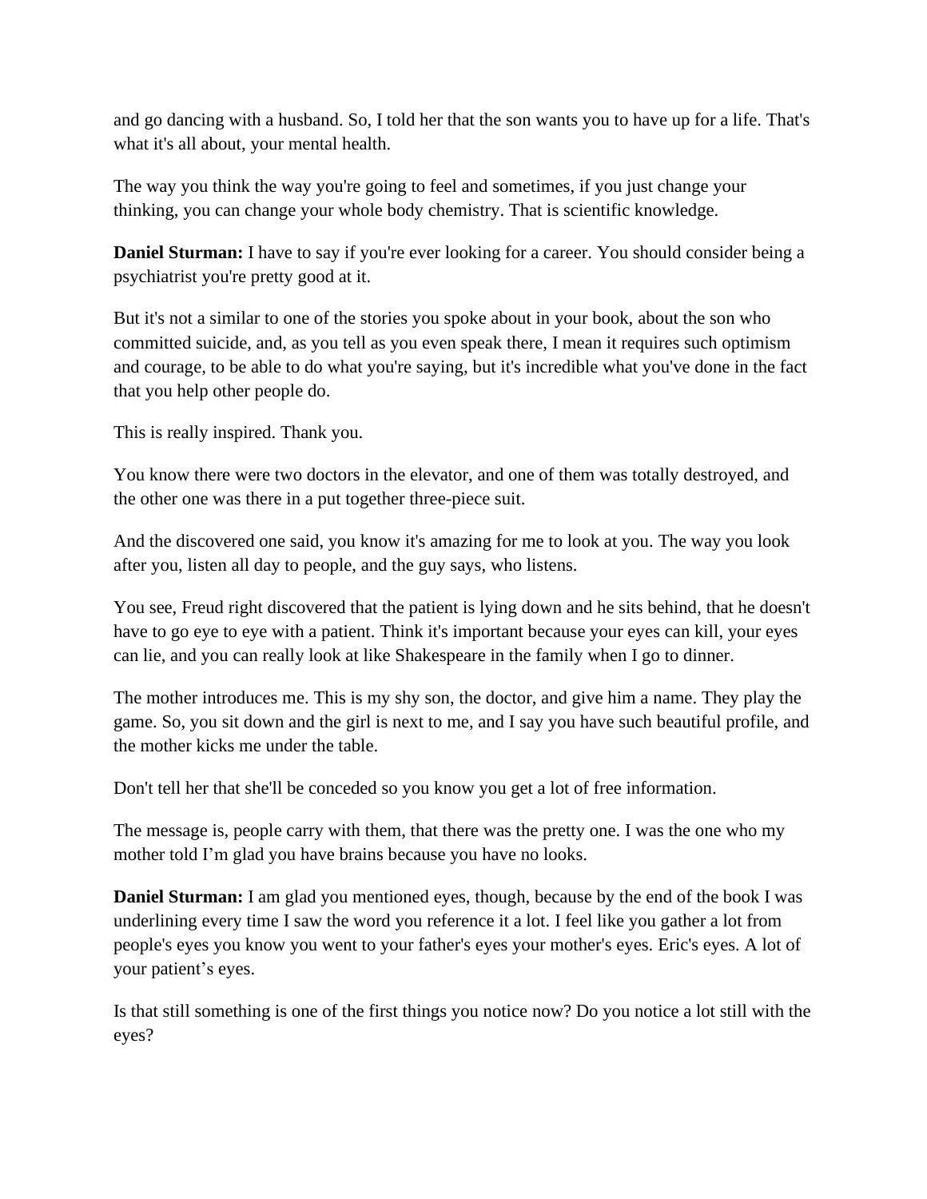and go dancing with a husband. So, I told her that the son wants you to have up for a life. That's what it's all about, your mental health.

The way you think the way you're going to feel and sometimes, if you just change your thinking, you can change your whole body chemistry. That is scientific knowledge.

**Daniel Sturman:** I have to say if you're ever looking for a career. You should consider being a psychiatrist you're pretty good at it.

But it's not a similar to one of the stories you spoke about in your book, about the son who committed suicide, and, as you tell as you even speak there, I mean it requires such optimism and courage, to be able to do what you're saying, but it's incredible what you've done in the fact that you help other people do.

This is really inspired. Thank you.

You know there were two doctors in the elevator, and one of them was totally destroyed, and the other one was there in a put together three-piece suit.

And the discovered one said, you know it's amazing for me to look at you. The way you look after you, listen all day to people, and the guy says, who listens.

You see, Freud right discovered that the patient is lying down and he sits behind, that he doesn't have to go eye to eye with a patient. Think it's important because your eyes can kill, your eyes can lie, and you can really look at like Shakespeare in the family when I go to dinner.

The mother introduces me. This is my shy son, the doctor, and give him a name. They play the game. So, you sit down and the girl is next to me, and I say you have such beautiful profile, and the mother kicks me under the table.

Don't tell her that she'll be conceded so you know you get a lot of free information.

The message is, people carry with them, that there was the pretty one. I was the one who my mother told I'm glad you have brains because you have no looks.

**Daniel Sturman:** I am glad you mentioned eyes, though, because by the end of the book I was underlining every time I saw the word you reference it a lot. I feel like you gather a lot from people's eyes you know you went to your father's eyes your mother's eyes. Eric's eyes. A lot of your patient's eyes.

Is that still something is one of the first things you notice now? Do you notice a lot still with the eyes?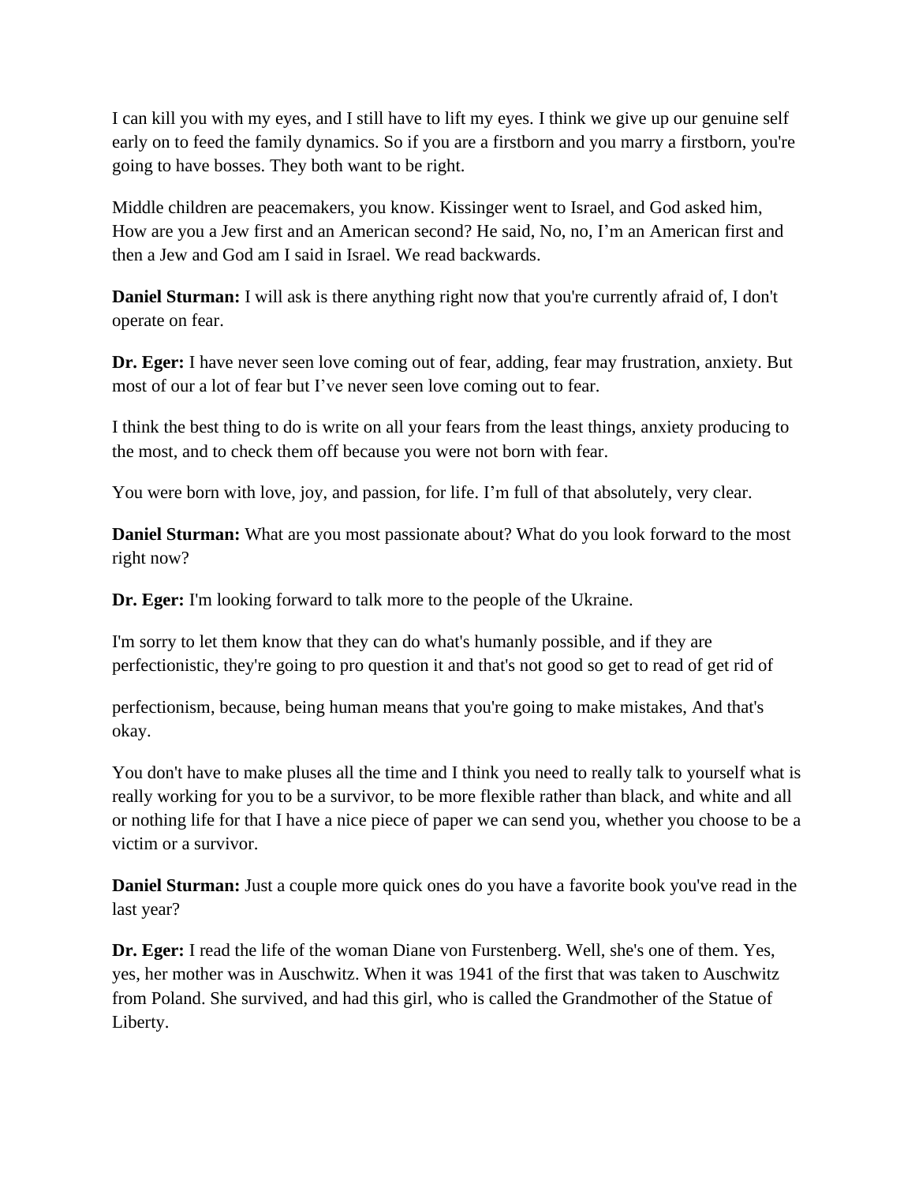I can kill you with my eyes, and I still have to lift my eyes. I think we give up our genuine self early on to feed the family dynamics. So if you are a firstborn and you marry a firstborn, you're going to have bosses. They both want to be right.

Middle children are peacemakers, you know. Kissinger went to Israel, and God asked him, How are you a Jew first and an American second? He said, No, no, I'm an American first and then a Jew and God am I said in Israel. We read backwards.

**Daniel Sturman:** I will ask is there anything right now that you're currently afraid of, I don't operate on fear.

**Dr. Eger:** I have never seen love coming out of fear, adding, fear may frustration, anxiety. But most of our a lot of fear but I've never seen love coming out to fear.

I think the best thing to do is write on all your fears from the least things, anxiety producing to the most, and to check them off because you were not born with fear.

You were born with love, joy, and passion, for life. I'm full of that absolutely, very clear.

**Daniel Sturman:** What are you most passionate about? What do you look forward to the most right now?

**Dr. Eger:** I'm looking forward to talk more to the people of the Ukraine.

I'm sorry to let them know that they can do what's humanly possible, and if they are perfectionistic, they're going to pro question it and that's not good so get to read of get rid of

perfectionism, because, being human means that you're going to make mistakes, And that's okay.

You don't have to make pluses all the time and I think you need to really talk to yourself what is really working for you to be a survivor, to be more flexible rather than black, and white and all or nothing life for that I have a nice piece of paper we can send you, whether you choose to be a victim or a survivor.

**Daniel Sturman:** Just a couple more quick ones do you have a favorite book you've read in the last year?

**Dr. Eger:** I read the life of the woman Diane von Furstenberg. Well, she's one of them. Yes, yes, her mother was in Auschwitz. When it was 1941 of the first that was taken to Auschwitz from Poland. She survived, and had this girl, who is called the Grandmother of the Statue of Liberty.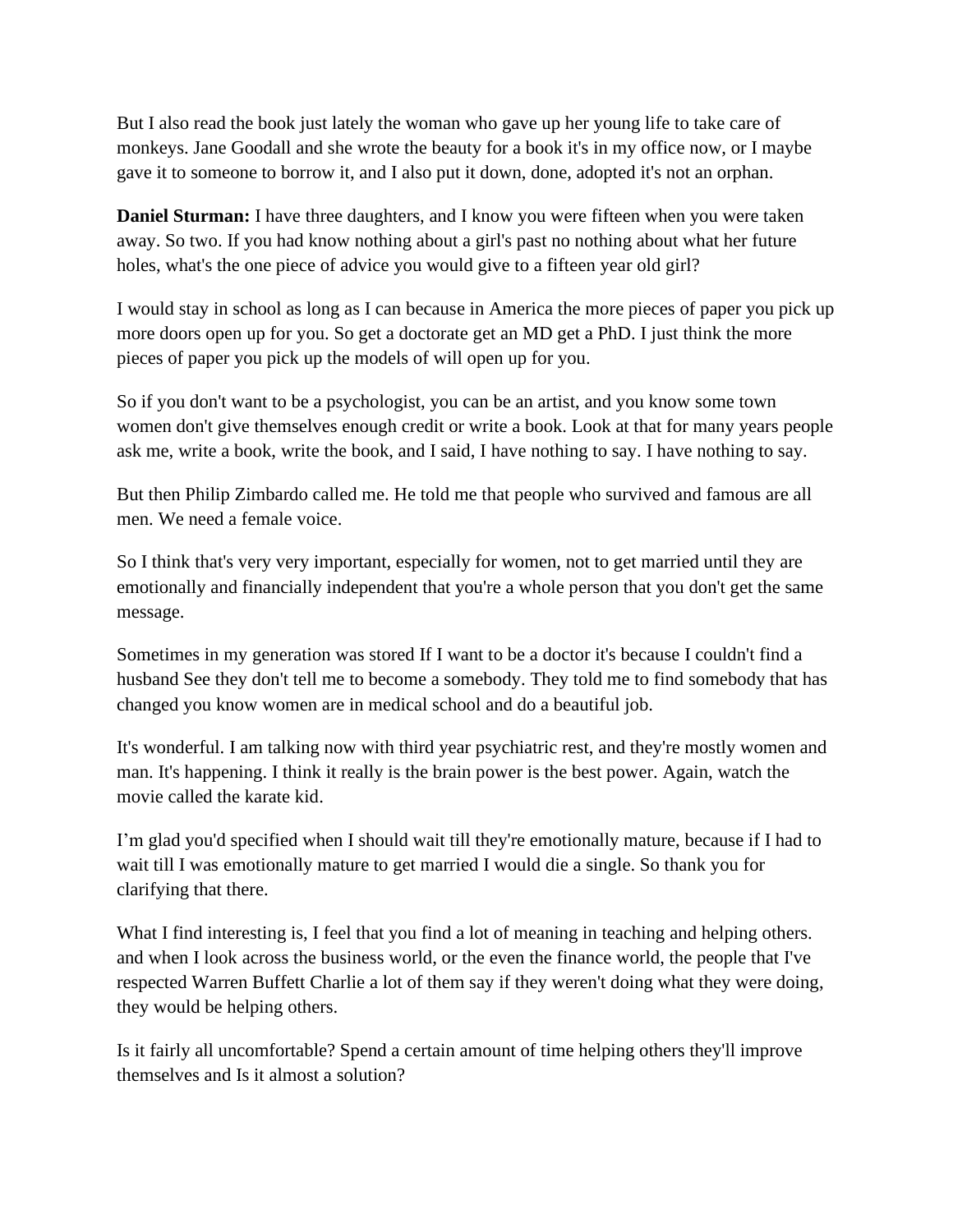But I also read the book just lately the woman who gave up her young life to take care of monkeys. Jane Goodall and she wrote the beauty for a book it's in my office now, or I maybe gave it to someone to borrow it, and I also put it down, done, adopted it's not an orphan.

**Daniel Sturman:** I have three daughters, and I know you were fifteen when you were taken away. So two. If you had know nothing about a girl's past no nothing about what her future holes, what's the one piece of advice you would give to a fifteen year old girl?

I would stay in school as long as I can because in America the more pieces of paper you pick up more doors open up for you. So get a doctorate get an MD get a PhD. I just think the more pieces of paper you pick up the models of will open up for you.

So if you don't want to be a psychologist, you can be an artist, and you know some town women don't give themselves enough credit or write a book. Look at that for many years people ask me, write a book, write the book, and I said, I have nothing to say. I have nothing to say.

But then Philip Zimbardo called me. He told me that people who survived and famous are all men. We need a female voice.

So I think that's very very important, especially for women, not to get married until they are emotionally and financially independent that you're a whole person that you don't get the same message.

Sometimes in my generation was stored If I want to be a doctor it's because I couldn't find a husband See they don't tell me to become a somebody. They told me to find somebody that has changed you know women are in medical school and do a beautiful job.

It's wonderful. I am talking now with third year psychiatric rest, and they're mostly women and man. It's happening. I think it really is the brain power is the best power. Again, watch the movie called the karate kid.

I'm glad you'd specified when I should wait till they're emotionally mature, because if I had to wait till I was emotionally mature to get married I would die a single. So thank you for clarifying that there.

What I find interesting is, I feel that you find a lot of meaning in teaching and helping others. and when I look across the business world, or the even the finance world, the people that I've respected Warren Buffett Charlie a lot of them say if they weren't doing what they were doing, they would be helping others.

Is it fairly all uncomfortable? Spend a certain amount of time helping others they'll improve themselves and Is it almost a solution?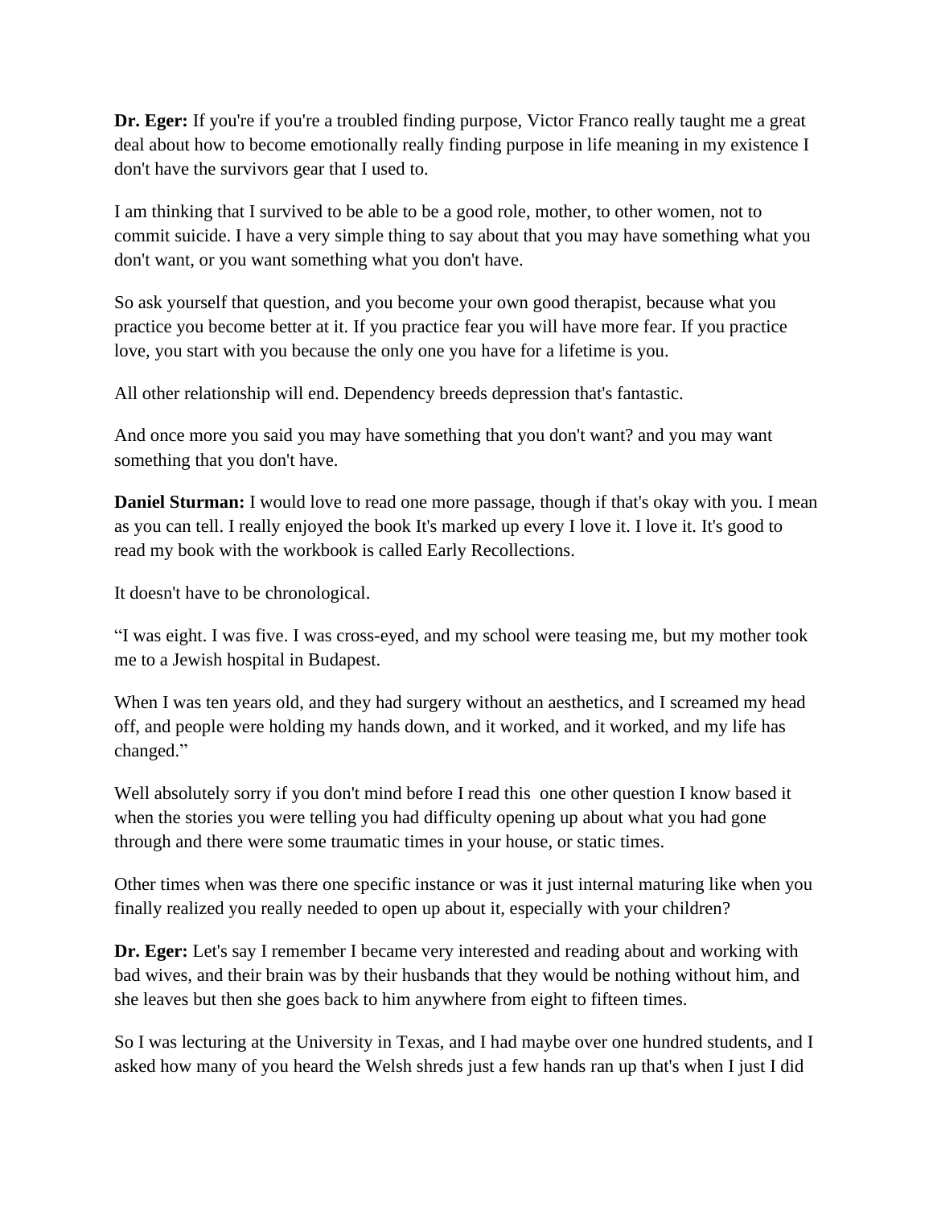**Dr. Eger:** If you're if you're a troubled finding purpose, Victor Franco really taught me a great deal about how to become emotionally really finding purpose in life meaning in my existence I don't have the survivors gear that I used to.

I am thinking that I survived to be able to be a good role, mother, to other women, not to commit suicide. I have a very simple thing to say about that you may have something what you don't want, or you want something what you don't have.

So ask yourself that question, and you become your own good therapist, because what you practice you become better at it. If you practice fear you will have more fear. If you practice love, you start with you because the only one you have for a lifetime is you.

All other relationship will end. Dependency breeds depression that's fantastic.

And once more you said you may have something that you don't want? and you may want something that you don't have.

**Daniel Sturman:** I would love to read one more passage, though if that's okay with you. I mean as you can tell. I really enjoyed the book It's marked up every I love it. I love it. It's good to read my book with the workbook is called Early Recollections.

It doesn't have to be chronological.

"I was eight. I was five. I was cross-eyed, and my school were teasing me, but my mother took me to a Jewish hospital in Budapest.

When I was ten years old, and they had surgery without an aesthetics, and I screamed my head off, and people were holding my hands down, and it worked, and it worked, and my life has changed."

Well absolutely sorry if you don't mind before I read this one other question I know based it when the stories you were telling you had difficulty opening up about what you had gone through and there were some traumatic times in your house, or static times.

Other times when was there one specific instance or was it just internal maturing like when you finally realized you really needed to open up about it, especially with your children?

**Dr. Eger:** Let's say I remember I became very interested and reading about and working with bad wives, and their brain was by their husbands that they would be nothing without him, and she leaves but then she goes back to him anywhere from eight to fifteen times.

So I was lecturing at the University in Texas, and I had maybe over one hundred students, and I asked how many of you heard the Welsh shreds just a few hands ran up that's when I just I did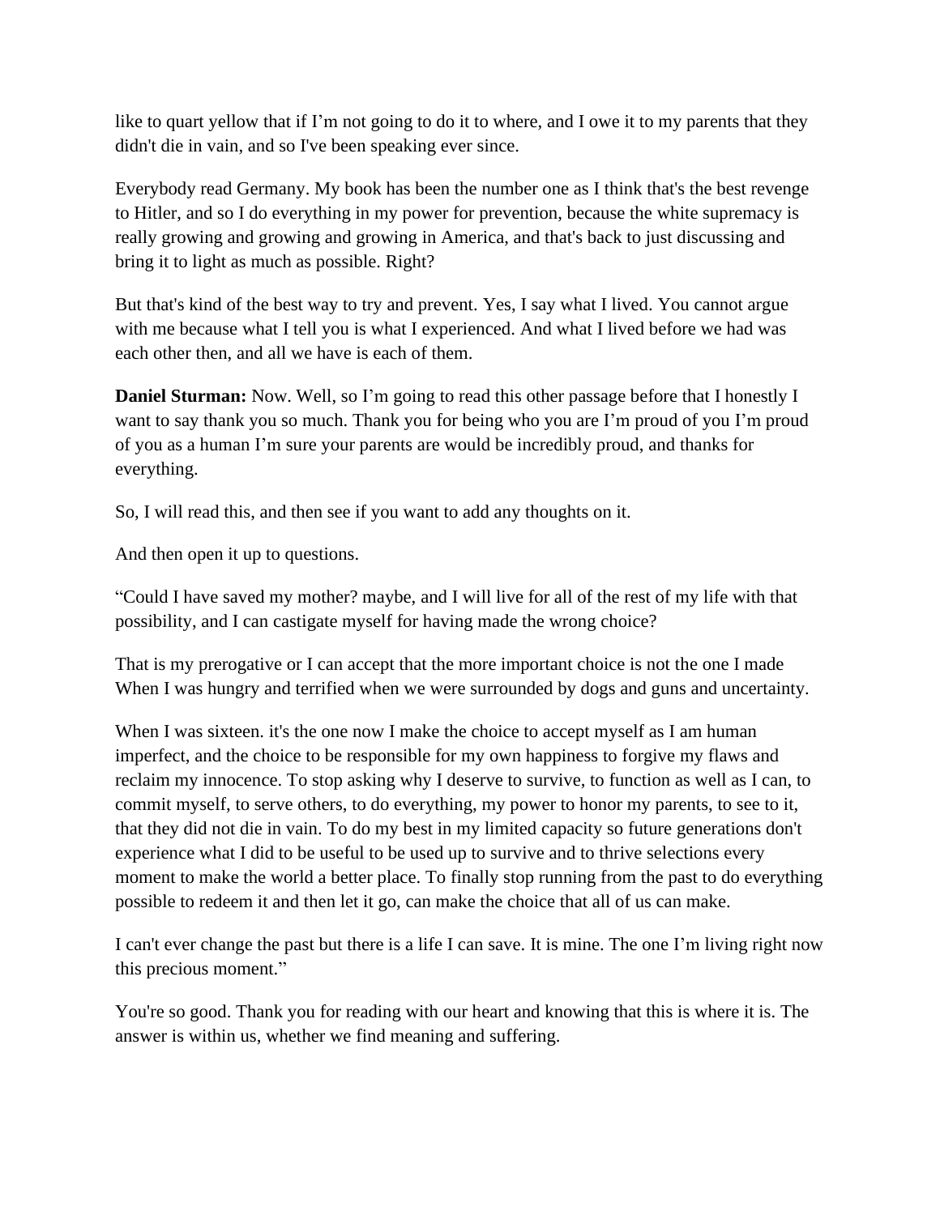like to quart yellow that if I'm not going to do it to where, and I owe it to my parents that they didn't die in vain, and so I've been speaking ever since.

Everybody read Germany. My book has been the number one as I think that's the best revenge to Hitler, and so I do everything in my power for prevention, because the white supremacy is really growing and growing and growing in America, and that's back to just discussing and bring it to light as much as possible. Right?

But that's kind of the best way to try and prevent. Yes, I say what I lived. You cannot argue with me because what I tell you is what I experienced. And what I lived before we had was each other then, and all we have is each of them.

**Daniel Sturman:** Now. Well, so I'm going to read this other passage before that I honestly I want to say thank you so much. Thank you for being who you are I'm proud of you I'm proud of you as a human I'm sure your parents are would be incredibly proud, and thanks for everything.

So, I will read this, and then see if you want to add any thoughts on it.

And then open it up to questions.

"Could I have saved my mother? maybe, and I will live for all of the rest of my life with that possibility, and I can castigate myself for having made the wrong choice?

That is my prerogative or I can accept that the more important choice is not the one I made When I was hungry and terrified when we were surrounded by dogs and guns and uncertainty.

When I was sixteen. it's the one now I make the choice to accept myself as I am human imperfect, and the choice to be responsible for my own happiness to forgive my flaws and reclaim my innocence. To stop asking why I deserve to survive, to function as well as I can, to commit myself, to serve others, to do everything, my power to honor my parents, to see to it, that they did not die in vain. To do my best in my limited capacity so future generations don't experience what I did to be useful to be used up to survive and to thrive selections every moment to make the world a better place. To finally stop running from the past to do everything possible to redeem it and then let it go, can make the choice that all of us can make.

I can't ever change the past but there is a life I can save. It is mine. The one I'm living right now this precious moment."

You're so good. Thank you for reading with our heart and knowing that this is where it is. The answer is within us, whether we find meaning and suffering.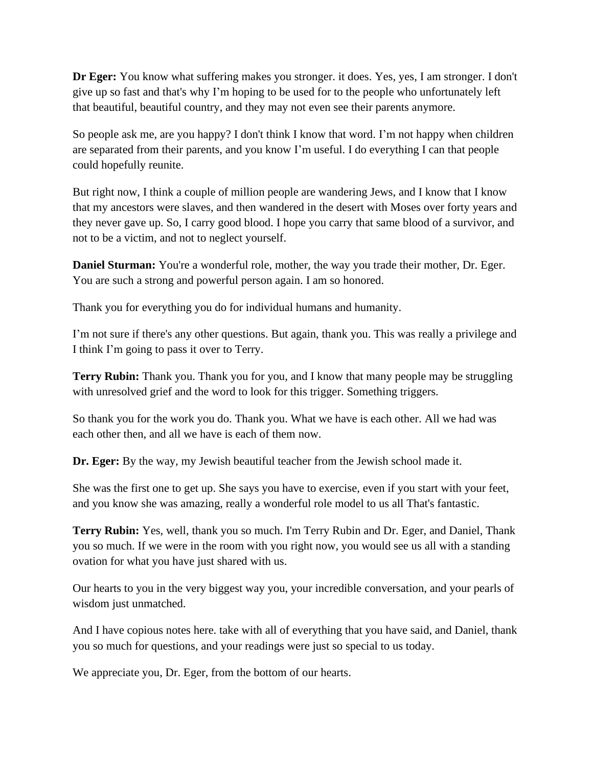**Dr Eger:** You know what suffering makes you stronger. it does. Yes, yes, I am stronger. I don't give up so fast and that's why I'm hoping to be used for to the people who unfortunately left that beautiful, beautiful country, and they may not even see their parents anymore.

So people ask me, are you happy? I don't think I know that word. I'm not happy when children are separated from their parents, and you know I'm useful. I do everything I can that people could hopefully reunite.

But right now, I think a couple of million people are wandering Jews, and I know that I know that my ancestors were slaves, and then wandered in the desert with Moses over forty years and they never gave up. So, I carry good blood. I hope you carry that same blood of a survivor, and not to be a victim, and not to neglect yourself.

**Daniel Sturman:** You're a wonderful role, mother, the way you trade their mother, Dr. Eger. You are such a strong and powerful person again. I am so honored.

Thank you for everything you do for individual humans and humanity.

I'm not sure if there's any other questions. But again, thank you. This was really a privilege and I think I'm going to pass it over to Terry.

**Terry Rubin:** Thank you. Thank you for you, and I know that many people may be struggling with unresolved grief and the word to look for this trigger. Something triggers.

So thank you for the work you do. Thank you. What we have is each other. All we had was each other then, and all we have is each of them now.

**Dr. Eger:** By the way, my Jewish beautiful teacher from the Jewish school made it.

She was the first one to get up. She says you have to exercise, even if you start with your feet, and you know she was amazing, really a wonderful role model to us all That's fantastic.

**Terry Rubin:** Yes, well, thank you so much. I'm Terry Rubin and Dr. Eger, and Daniel, Thank you so much. If we were in the room with you right now, you would see us all with a standing ovation for what you have just shared with us.

Our hearts to you in the very biggest way you, your incredible conversation, and your pearls of wisdom just unmatched.

And I have copious notes here. take with all of everything that you have said, and Daniel, thank you so much for questions, and your readings were just so special to us today.

We appreciate you, Dr. Eger, from the bottom of our hearts.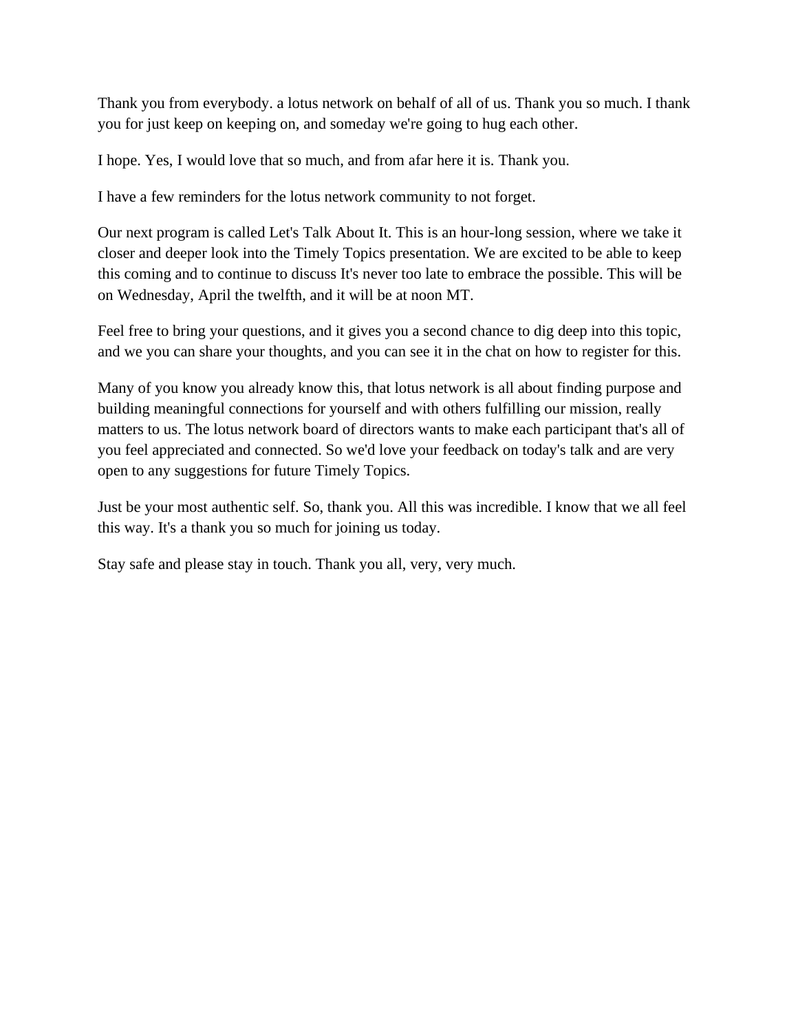Thank you from everybody. a lotus network on behalf of all of us. Thank you so much. I thank you for just keep on keeping on, and someday we're going to hug each other.

I hope. Yes, I would love that so much, and from afar here it is. Thank you.

I have a few reminders for the lotus network community to not forget.

Our next program is called Let's Talk About It. This is an hour-long session, where we take it closer and deeper look into the Timely Topics presentation. We are excited to be able to keep this coming and to continue to discuss It's never too late to embrace the possible. This will be on Wednesday, April the twelfth, and it will be at noon MT.

Feel free to bring your questions, and it gives you a second chance to dig deep into this topic, and we you can share your thoughts, and you can see it in the chat on how to register for this.

Many of you know you already know this, that lotus network is all about finding purpose and building meaningful connections for yourself and with others fulfilling our mission, really matters to us. The lotus network board of directors wants to make each participant that's all of you feel appreciated and connected. So we'd love your feedback on today's talk and are very open to any suggestions for future Timely Topics.

Just be your most authentic self. So, thank you. All this was incredible. I know that we all feel this way. It's a thank you so much for joining us today.

Stay safe and please stay in touch. Thank you all, very, very much.